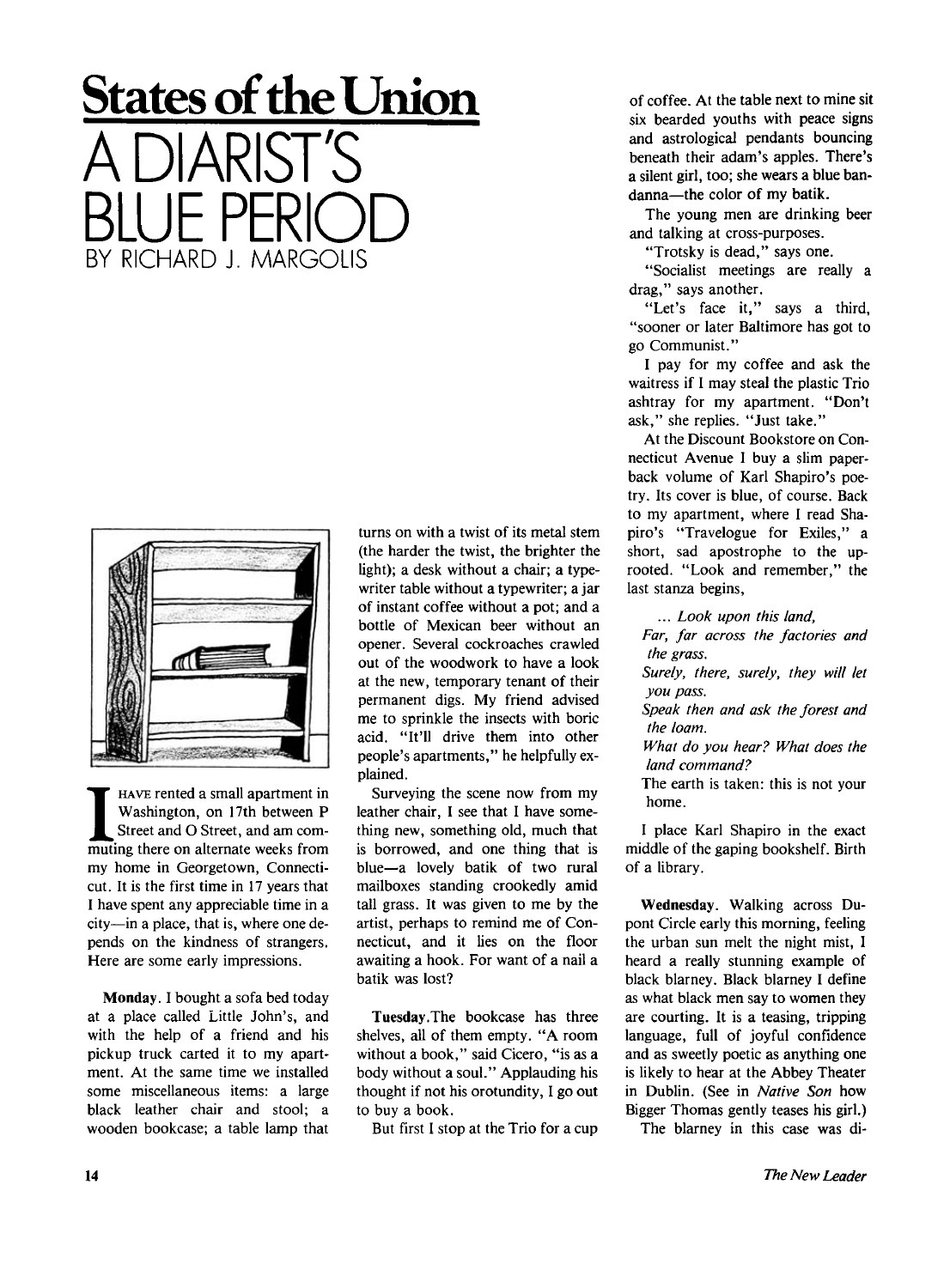# States of the Union

# A DIARIST'S BLUE PERIOD

BY RICHARD J. MARGOLIS

I HAVE rented a small apartment in Washington, on 17th between P Street and O Street, and am commuting there on alternate weeks from my home in Georgetown, Connecticut. It is the first time in 17 years that I have spent any appreciable time in a city—in a place, that is, where one depends on the kindness of strangers. Here are some early impressions.

**Monday**. I bought a sofa bed today at a place called Little John's, and with the help of a friend and his pickup truck carted it to my apartment. At the same time we installed some miscellaneous items: a large black leather chair and stool; a wooden bookcase; a table lamp that turns on with a twist of its metal stem (the harder the twist, the brighter the light); a desk without a chair; a typewriter table without a typewriter; a jar of instant coffee without a pot; and a bottle of Mexican beer without an opener. Several cockroaches crawled out of the woodwork to have a look at the new, temporary tenant of their permanent digs. My friend advised me to sprinkle the insects with boric acid. "It'll drive them into other people's apartments," he helpfully explained.

Surveying the scene now from my leather chair, I see that I have something new, something old, much that is borrowed, and one thing that is blue—a lovely batik of two rural mailboxes standing crookedly amid tall grass. It was given to me by the artist, perhaps to remind me of Connecticut, and it lies on the floor awaiting a hook. For want of a nail a batik was lost?

**Tuesday**. The bookcase has three shelves, all of them empty. "A room without a book," said Cicero, "is as a body without a soul." Applauding his thought if not his orotundity, I go out to buy a book.

But first I stop at the Trio for a cup of coffee. At the table next to mine sit six bearded youths with peace signs and astrological pendants bouncing beneath their adam's apples. There's a silent girl, too; she wears a blue bandanna—the color of my batik.

The young men are drinking beer and talking at cross-purposes.

"Trotsky is dead," says one.

"Socialist meetings are really a drag," says another.

"Let's face it," says a third, "sooner or later Baltimore has got to go Communist."

I pay for my coffee and ask the waitress if I may steal the plastic Trio ashtray for my apartment. "Don't ask," she replies. "Just take."

At the Discount Bookstore on Connecticut Avenue I buy a slim paperback volume of Karl Shapiro's poetry. Its cover is blue, of course. Back to my apartment, where I read Shapiro's "Travelogue for Exiles," a short, sad apostrophe to the uprooted. "Look and remember," the last stanza begins,

> *... Look upon this land,*
> *Far, far across the factories and the grass.*
> *Surely, there, surely, they will let you pass.*
> *Speak then and ask the forest and the loam.*
> *What do you hear? What does the land command?*
> The earth is taken: this is not your home.

I place Karl Shapiro in the exact middle of the gaping bookshelf. Birth of a library.

**Wednesday**. Walking across Dupont Circle early this morning, feeling the urban sun melt the night mist, I heard a really stunning example of black blarney. Black blarney I define as what black men say to women they are courting. It is a teasing, tripping language, full of joyful confidence and as sweetly poetic as anything one is likely to hear at the Abbey Theater in Dublin. (See in *Native Son* how Bigger Thomas gently teases his girl.)

The blarney in this case was di-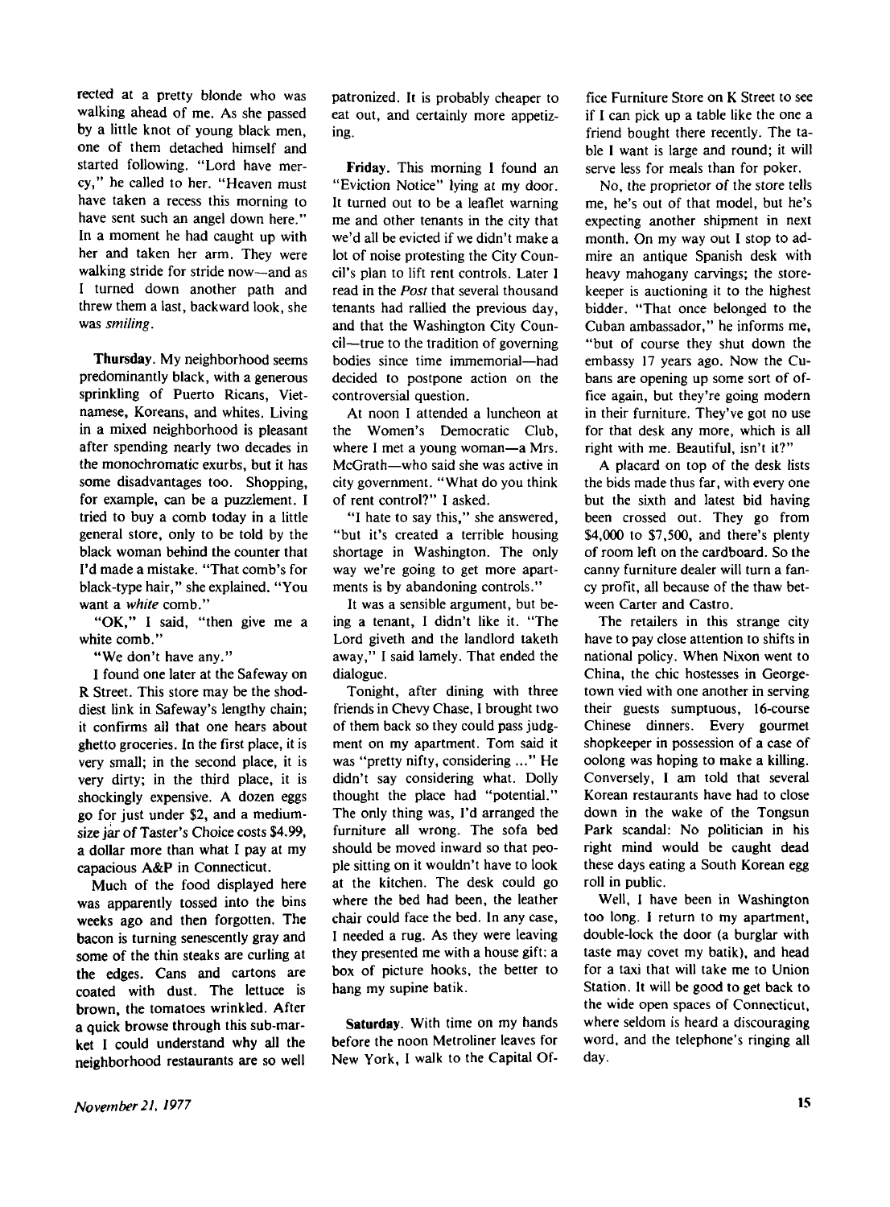rected at a pretty blonde who was walking ahead of me. As she passed by a little knot of young black men, one of them detached himself and started following. "Lord have mercy," he called to her. "Heaven must have taken a recess this morning to have sent such an angel down here." In a moment he had caught up with her and taken her arm. They were walking stride for stride now—and as I turned down another path and threw them a last, backward look, she was *smiling*.

**Thursday**. My neighborhood seems predominantly black, with a generous sprinkling of Puerto Ricans, Vietnamese, Koreans, and whites. Living in a mixed neighborhood is pleasant after spending nearly two decades in the monochromatic exurbs, but it has some disadvantages too. Shopping, for example, can be a puzzlement. I tried to buy a comb today in a little general store, only to be told by the black woman behind the counter that I'd made a mistake. "That comb's for black-type hair," she explained. "You want a *white* comb."

"OK," I said, "then give me a white comb."

"We don't have any."

I found one later at the Safeway on R Street. This store may be the shoddiest link in Safeway's lengthy chain; it confirms all that one hears about ghetto groceries. In the first place, it is very small; in the second place, it is very dirty; in the third place, it is shockingly expensive. A dozen eggs go for just under $2, and a medium-size jar of Taster's Choice costs $4.99, a dollar more than what I pay at my capacious A&P in Connecticut.

Much of the food displayed here was apparently tossed into the bins weeks ago and then forgotten. The bacon is turning senescently gray and some of the thin steaks are curling at the edges. Cans and cartons are coated with dust. The lettuce is brown, the tomatoes wrinkled. After a quick browse through this sub-market I could understand why all the neighborhood restaurants are so well patronized. It is probably cheaper to eat out, and certainly more appetizing.

**Friday**. This morning I found an "Eviction Notice" lying at my door. It turned out to be a leaflet warning me and other tenants in the city that we'd all be evicted if we didn't make a lot of noise protesting the City Council's plan to lift rent controls. Later I read in the *Post* that several thousand tenants had rallied the previous day, and that the Washington City Council—true to the tradition of governing bodies since time immemorial—had decided to postpone action on the controversial question.

At noon I attended a luncheon at the Women's Democratic Club, where I met a young woman—a Mrs. McGrath—who said she was active in city government. "What do you think of rent control?" I asked.

"I hate to say this," she answered, "but it's created a terrible housing shortage in Washington. The only way we're going to get more apartments is by abandoning controls."

It was a sensible argument, but being a tenant, I didn't like it. "The Lord giveth and the landlord taketh away," I said lamely. That ended the dialogue.

Tonight, after dining with three friends in Chevy Chase, I brought two of them back so they could pass judgment on my apartment. Tom said it was "pretty nifty, considering ..." He didn't say considering what. Dolly thought the place had "potential." The only thing was, I'd arranged the furniture all wrong. The sofa bed should be moved inward so that people sitting on it wouldn't have to look at the kitchen. The desk could go where the bed had been, the leather chair could face the bed. In any case, I needed a rug. As they were leaving they presented me with a house gift: a box of picture hooks, the better to hang my supine batik.

**Saturday**. With time on my hands before the noon Metroliner leaves for New York, I walk to the Capital Office Furniture Store on K Street to see if I can pick up a table like the one a friend bought there recently. The table I want is large and round; it will serve less for meals than for poker.

No, the proprietor of the store tells me, he's out of that model, but he's expecting another shipment in next month. On my way out I stop to admire an antique Spanish desk with heavy mahogany carvings; the storekeeper is auctioning it to the highest bidder. "That once belonged to the Cuban ambassador," he informs me, "but of course they shut down the embassy 17 years ago. Now the Cubans are opening up some sort of office again, but they're going modern in their furniture. They've got no use for that desk any more, which is all right with me. Beautiful, isn't it?"

A placard on top of the desk lists the bids made thus far, with every one but the sixth and latest bid having been crossed out. They go from $4,000 to $7,500, and there's plenty of room left on the cardboard. So the canny furniture dealer will turn a fancy profit, all because of the thaw between Carter and Castro.

The retailers in this strange city have to pay close attention to shifts in national policy. When Nixon went to China, the chic hostesses in Georgetown vied with one another in serving their guests sumptuous, 16-course Chinese dinners. Every gourmet shopkeeper in possession of a case of oolong was hoping to make a killing. Conversely, I am told that several Korean restaurants have had to close down in the wake of the Tongsun Park scandal: No politician in his right mind would be caught dead these days eating a South Korean egg roll in public.

Well, I have been in Washington too long. I return to my apartment, double-lock the door (a burglar with taste may covet my batik), and head for a taxi that will take me to Union Station. It will be good to get back to the wide open spaces of Connecticut, where seldom is heard a discouraging word, and the telephone's ringing all day.